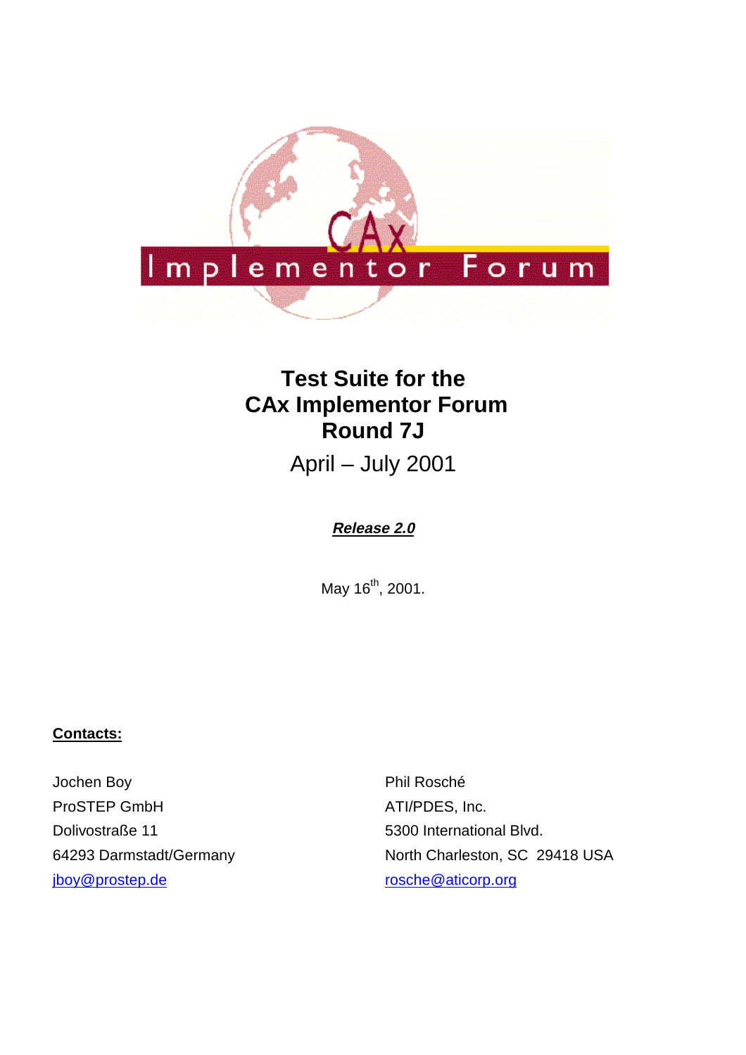# Test Suite for the CAx Implementor Forum Round 7J

April – July 2001

***Release 2.0***

May 16th, 2001.

**Contacts:**

Jochen Boy
ProSTEP GmbH
Dolivostraße 11
64293 Darmstadt/Germany
jboy@prostep.de

Phil Rosché
ATI/PDES, Inc.
5300 International Blvd.
North Charleston, SC 29418 USA
rosche@aticorp.org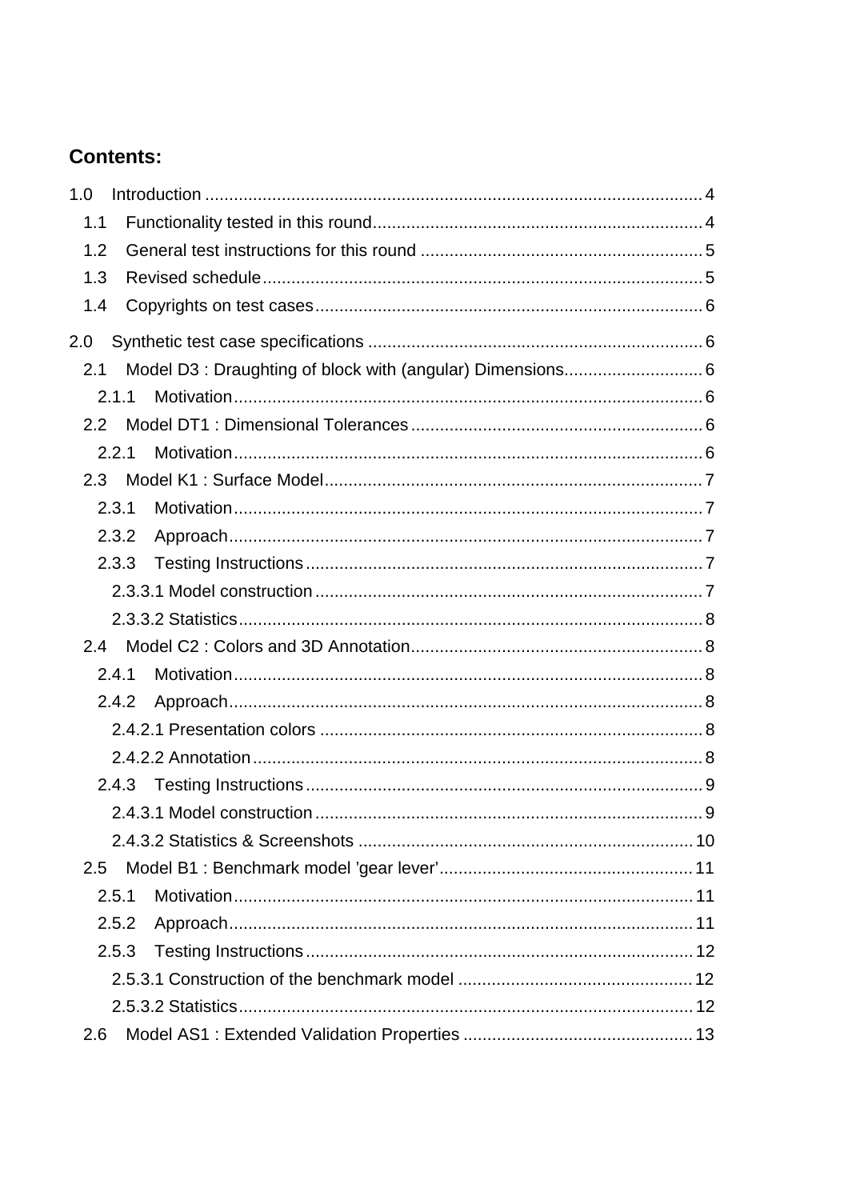## Contents:

- 1.0 Introduction ........................................................................................................ 4
  - 1.1 Functionality tested in this round .................................................................... 4
  - 1.2 General test instructions for this round ........................................................... 5
  - 1.3 Revised schedule ........................................................................................... 5
  - 1.4 Copyrights on test cases ................................................................................. 6
- 2.0 Synthetic test case specifications ...................................................................... 6
  - 2.1 Model D3 : Draughting of block with (angular) Dimensions ............................. 6
    - 2.1.1 Motivation ................................................................................................. 6
  - 2.2 Model DT1 : Dimensional Tolerances ............................................................. 6
    - 2.2.1 Motivation ................................................................................................. 6
  - 2.3 Model K1 : Surface Model .............................................................................. 7
    - 2.3.1 Motivation ................................................................................................. 7
    - 2.3.2 Approach .................................................................................................. 7
    - 2.3.3 Testing Instructions .................................................................................. 7
      - 2.3.3.1 Model construction ................................................................................ 7
      - 2.3.3.2 Statistics ................................................................................................ 8
  - 2.4 Model C2 : Colors and 3D Annotation ............................................................ 8
    - 2.4.1 Motivation ................................................................................................. 8
    - 2.4.2 Approach .................................................................................................. 8
      - 2.4.2.1 Presentation colors ............................................................................... 8
      - 2.4.2.2 Annotation ............................................................................................. 8
    - 2.4.3 Testing Instructions .................................................................................. 9
      - 2.4.3.1 Model construction ................................................................................ 9
      - 2.4.3.2 Statistics & Screenshots ...................................................................... 10
  - 2.5 Model B1 : Benchmark model ’gear lever’ ..................................................... 11
    - 2.5.1 Motivation ............................................................................................... 11
    - 2.5.2 Approach ................................................................................................ 11
    - 2.5.3 Testing Instructions ................................................................................ 12
      - 2.5.3.1 Construction of the benchmark model ................................................. 12
      - 2.5.3.2 Statistics .............................................................................................. 12
  - 2.6 Model AS1 : Extended Validation Properties ................................................ 13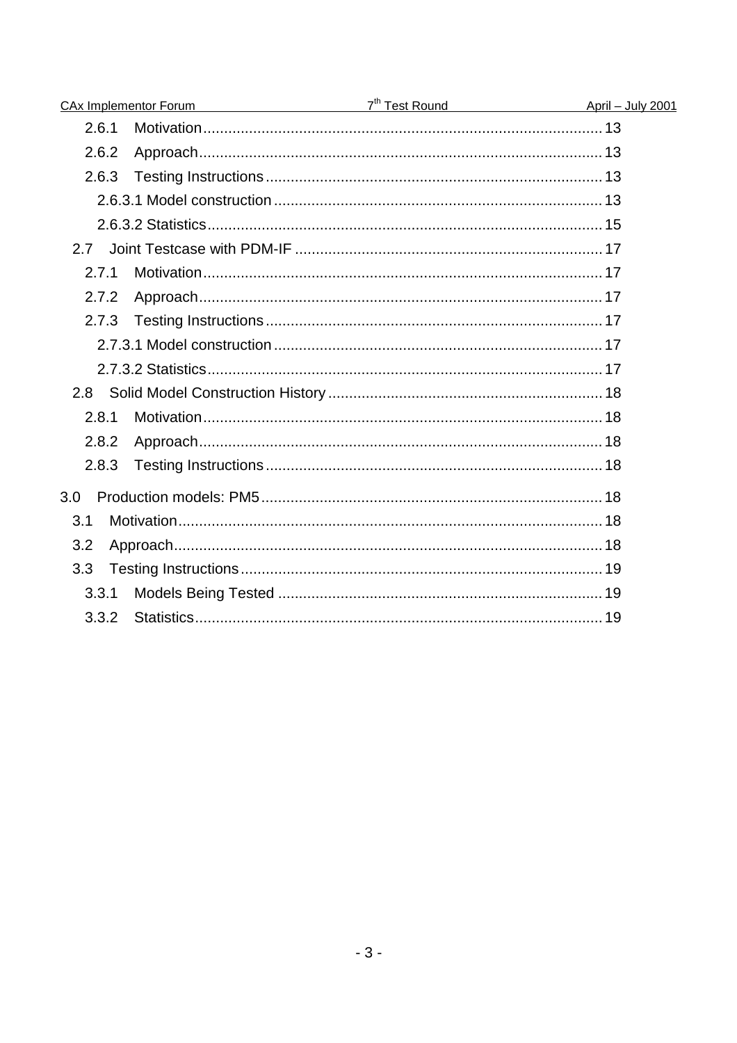- 2.6.1 Motivation ........ 13
- 2.6.2 Approach ........ 13
- 2.6.3 Testing Instructions ........ 13
  - 2.6.3.1 Model construction ........ 13
  - 2.6.3.2 Statistics ........ 15
- 2.7 Joint Testcase with PDM-IF ........ 17
  - 2.7.1 Motivation ........ 17
  - 2.7.2 Approach ........ 17
  - 2.7.3 Testing Instructions ........ 17
    - 2.7.3.1 Model construction ........ 17
    - 2.7.3.2 Statistics ........ 17
- 2.8 Solid Model Construction History ........ 18
  - 2.8.1 Motivation ........ 18
  - 2.8.2 Approach ........ 18
  - 2.8.3 Testing Instructions ........ 18

- 3.0 Production models: PM5 ........ 18
  - 3.1 Motivation ........ 18
  - 3.2 Approach ........ 18
  - 3.3 Testing Instructions ........ 19
    - 3.3.1 Models Being Tested ........ 19
    - 3.3.2 Statistics ........ 19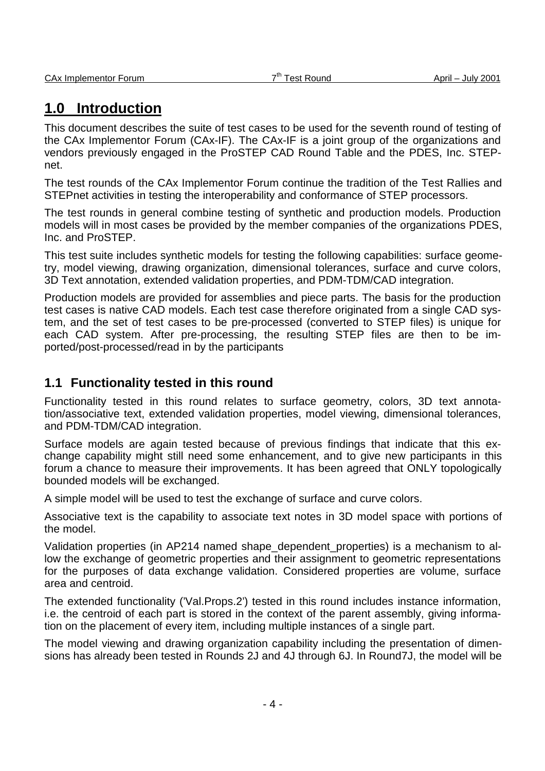# 1.0 Introduction

This document describes the suite of test cases to be used for the seventh round of testing of the CAx Implementor Forum (CAx-IF). The CAx-IF is a joint group of the organizations and vendors previously engaged in the ProSTEP CAD Round Table and the PDES, Inc. STEP-net.

The test rounds of the CAx Implementor Forum continue the tradition of the Test Rallies and STEPnet activities in testing the interoperability and conformance of STEP processors.

The test rounds in general combine testing of synthetic and production models. Production models will in most cases be provided by the member companies of the organizations PDES, Inc. and ProSTEP.

This test suite includes synthetic models for testing the following capabilities: surface geometry, model viewing, drawing organization, dimensional tolerances, surface and curve colors, 3D Text annotation, extended validation properties, and PDM-TDM/CAD integration.

Production models are provided for assemblies and piece parts. The basis for the production test cases is native CAD models. Each test case therefore originated from a single CAD system, and the set of test cases to be pre-processed (converted to STEP files) is unique for each CAD system. After pre-processing, the resulting STEP files are then to be imported/post-processed/read in by the participants

## 1.1 Functionality tested in this round

Functionality tested in this round relates to surface geometry, colors, 3D text annotation/associative text, extended validation properties, model viewing, dimensional tolerances, and PDM-TDM/CAD integration.

Surface models are again tested because of previous findings that indicate that this exchange capability might still need some enhancement, and to give new participants in this forum a chance to measure their improvements. It has been agreed that ONLY topologically bounded models will be exchanged.

A simple model will be used to test the exchange of surface and curve colors.

Associative text is the capability to associate text notes in 3D model space with portions of the model.

Validation properties (in AP214 named shape_dependent_properties) is a mechanism to allow the exchange of geometric properties and their assignment to geometric representations for the purposes of data exchange validation. Considered properties are volume, surface area and centroid.

The extended functionality ('Val.Props.2') tested in this round includes instance information, i.e. the centroid of each part is stored in the context of the parent assembly, giving information on the placement of every item, including multiple instances of a single part.

The model viewing and drawing organization capability including the presentation of dimensions has already been tested in Rounds 2J and 4J through 6J. In Round7J, the model will be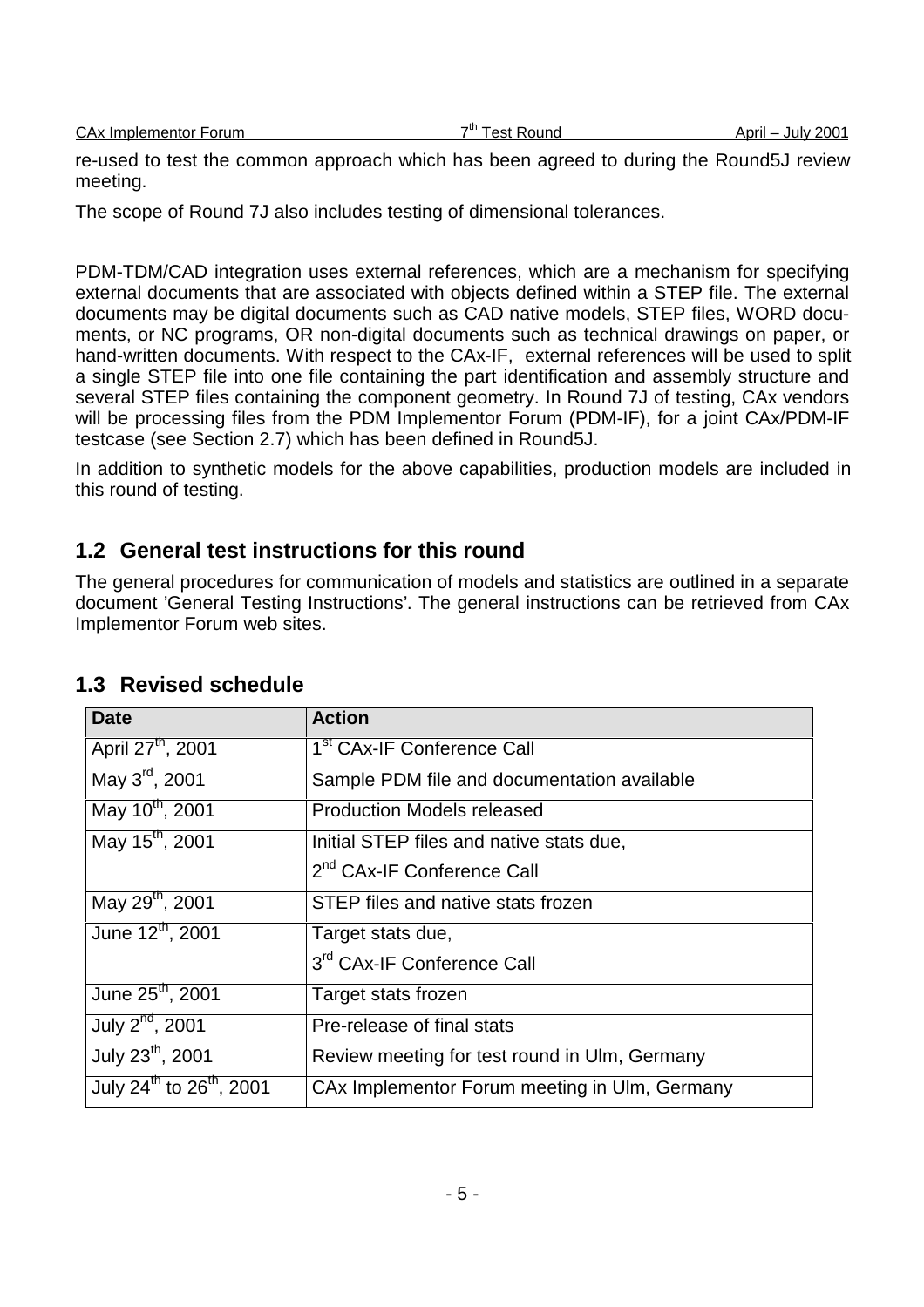re-used to test the common approach which has been agreed to during the Round5J review meeting.

The scope of Round 7J also includes testing of dimensional tolerances.

PDM-TDM/CAD integration uses external references, which are a mechanism for specifying external documents that are associated with objects defined within a STEP file. The external documents may be digital documents such as CAD native models, STEP files, WORD documents, or NC programs, OR non-digital documents such as technical drawings on paper, or hand-written documents. With respect to the CAx-IF, external references will be used to split a single STEP file into one file containing the part identification and assembly structure and several STEP files containing the component geometry. In Round 7J of testing, CAx vendors will be processing files from the PDM Implementor Forum (PDM-IF), for a joint CAx/PDM-IF testcase (see Section 2.7) which has been defined in Round5J.

In addition to synthetic models for the above capabilities, production models are included in this round of testing.

## 1.2 General test instructions for this round

The general procedures for communication of models and statistics are outlined in a separate document 'General Testing Instructions'. The general instructions can be retrieved from CAx Implementor Forum web sites.

## 1.3 Revised schedule

| Date | Action |
|---|---|
| April 27th, 2001 | 1st CAx-IF Conference Call |
| May 3rd, 2001 | Sample PDM file and documentation available |
| May 10th, 2001 | Production Models released |
| May 15th, 2001 | Initial STEP files and native stats due,<br>2nd CAx-IF Conference Call |
| May 29th, 2001 | STEP files and native stats frozen |
| June 12th, 2001 | Target stats due,<br>3rd CAx-IF Conference Call |
| June 25th, 2001 | Target stats frozen |
| July 2nd, 2001 | Pre-release of final stats |
| July 23th, 2001 | Review meeting for test round in Ulm, Germany |
| July 24th to 26th, 2001 | CAx Implementor Forum meeting in Ulm, Germany |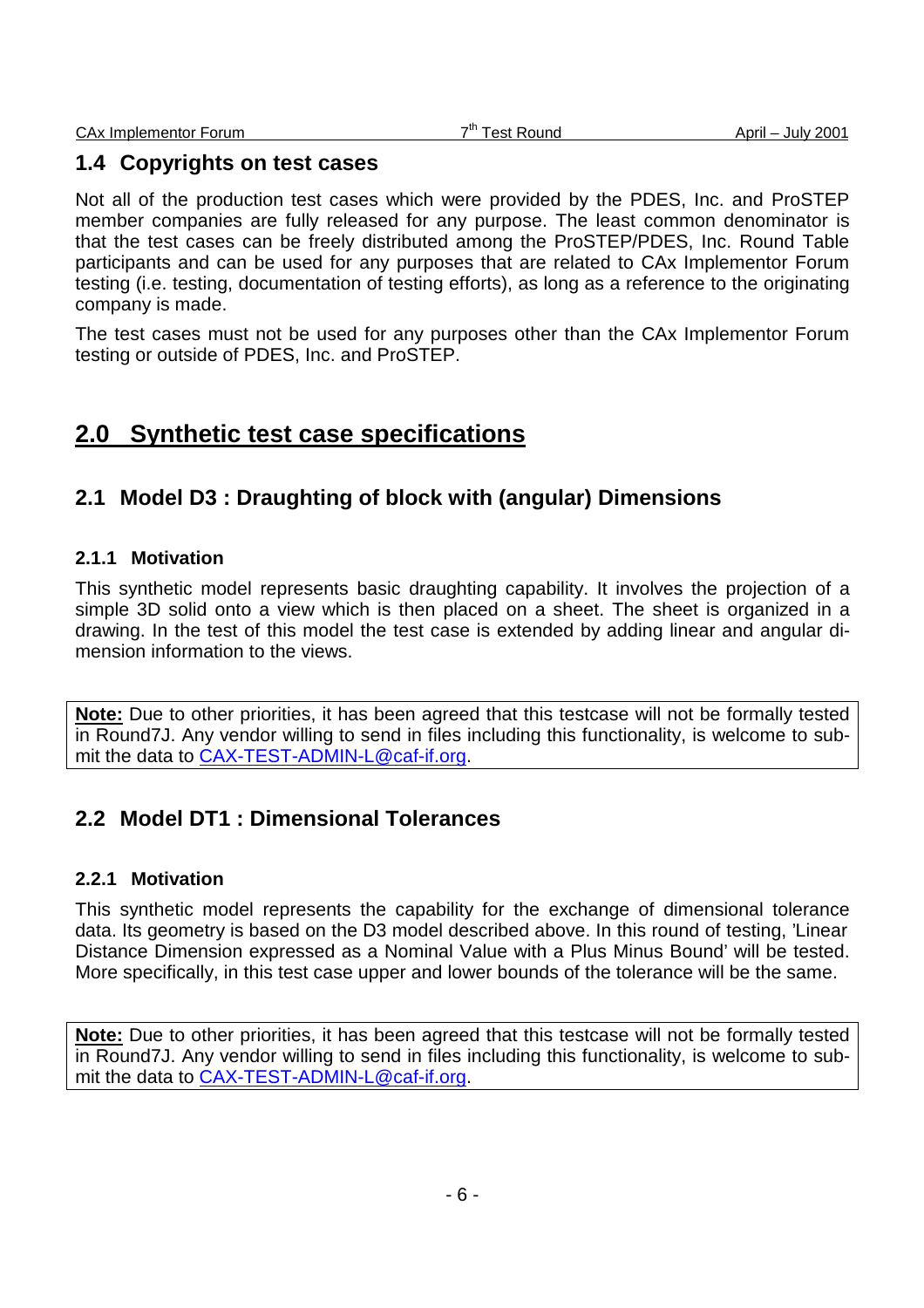## 1.4 Copyrights on test cases

Not all of the production test cases which were provided by the PDES, Inc. and ProSTEP member companies are fully released for any purpose. The least common denominator is that the test cases can be freely distributed among the ProSTEP/PDES, Inc. Round Table participants and can be used for any purposes that are related to CAx Implementor Forum testing (i.e. testing, documentation of testing efforts), as long as a reference to the originating company is made.

The test cases must not be used for any purposes other than the CAx Implementor Forum testing or outside of PDES, Inc. and ProSTEP.

# 2.0 Synthetic test case specifications

## 2.1 Model D3 : Draughting of block with (angular) Dimensions

### 2.1.1 Motivation

This synthetic model represents basic draughting capability. It involves the projection of a simple 3D solid onto a view which is then placed on a sheet. The sheet is organized in a drawing. In the test of this model the test case is extended by adding linear and angular dimension information to the views.

**Note:** Due to other priorities, it has been agreed that this testcase will not be formally tested in Round7J. Any vendor willing to send in files including this functionality, is welcome to submit the data to CAX-TEST-ADMIN-L@caf-if.org.

## 2.2 Model DT1 : Dimensional Tolerances

### 2.2.1 Motivation

This synthetic model represents the capability for the exchange of dimensional tolerance data. Its geometry is based on the D3 model described above. In this round of testing, 'Linear Distance Dimension expressed as a Nominal Value with a Plus Minus Bound' will be tested. More specifically, in this test case upper and lower bounds of the tolerance will be the same.

**Note:** Due to other priorities, it has been agreed that this testcase will not be formally tested in Round7J. Any vendor willing to send in files including this functionality, is welcome to submit the data to CAX-TEST-ADMIN-L@caf-if.org.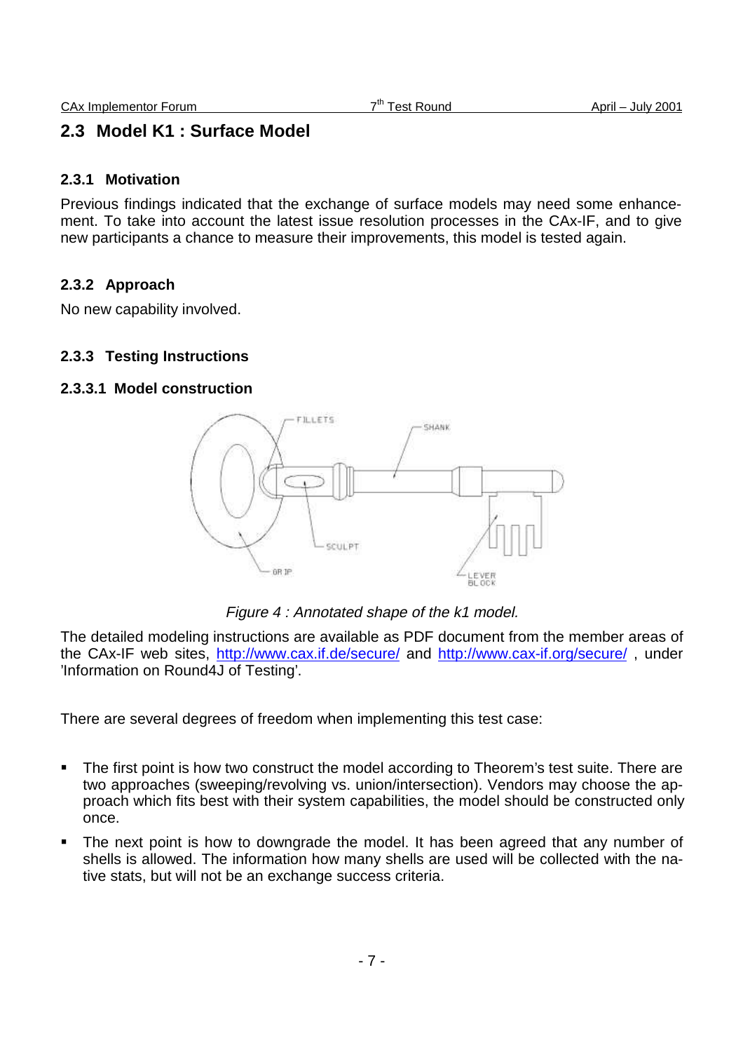## 2.3 Model K1 : Surface Model

### 2.3.1 Motivation

Previous findings indicated that the exchange of surface models may need some enhancement. To take into account the latest issue resolution processes in the CAx-IF, and to give new participants a chance to measure their improvements, this model is tested again.

### 2.3.2 Approach

No new capability involved.

### 2.3.3 Testing Instructions

#### 2.3.3.1 Model construction

*Figure 4 : Annotated shape of the k1 model.*

The detailed modeling instructions are available as PDF document from the member areas of the CAx-IF web sites, http://www.cax.if.de/secure/ and http://www.cax-if.org/secure/ , under 'Information on Round4J of Testing'.

There are several degrees of freedom when implementing this test case:

- The first point is how two construct the model according to Theorem's test suite. There are two approaches (sweeping/revolving vs. union/intersection). Vendors may choose the approach which fits best with their system capabilities, the model should be constructed only once.
- The next point is how to downgrade the model. It has been agreed that any number of shells is allowed. The information how many shells are used will be collected with the native stats, but will not be an exchange success criteria.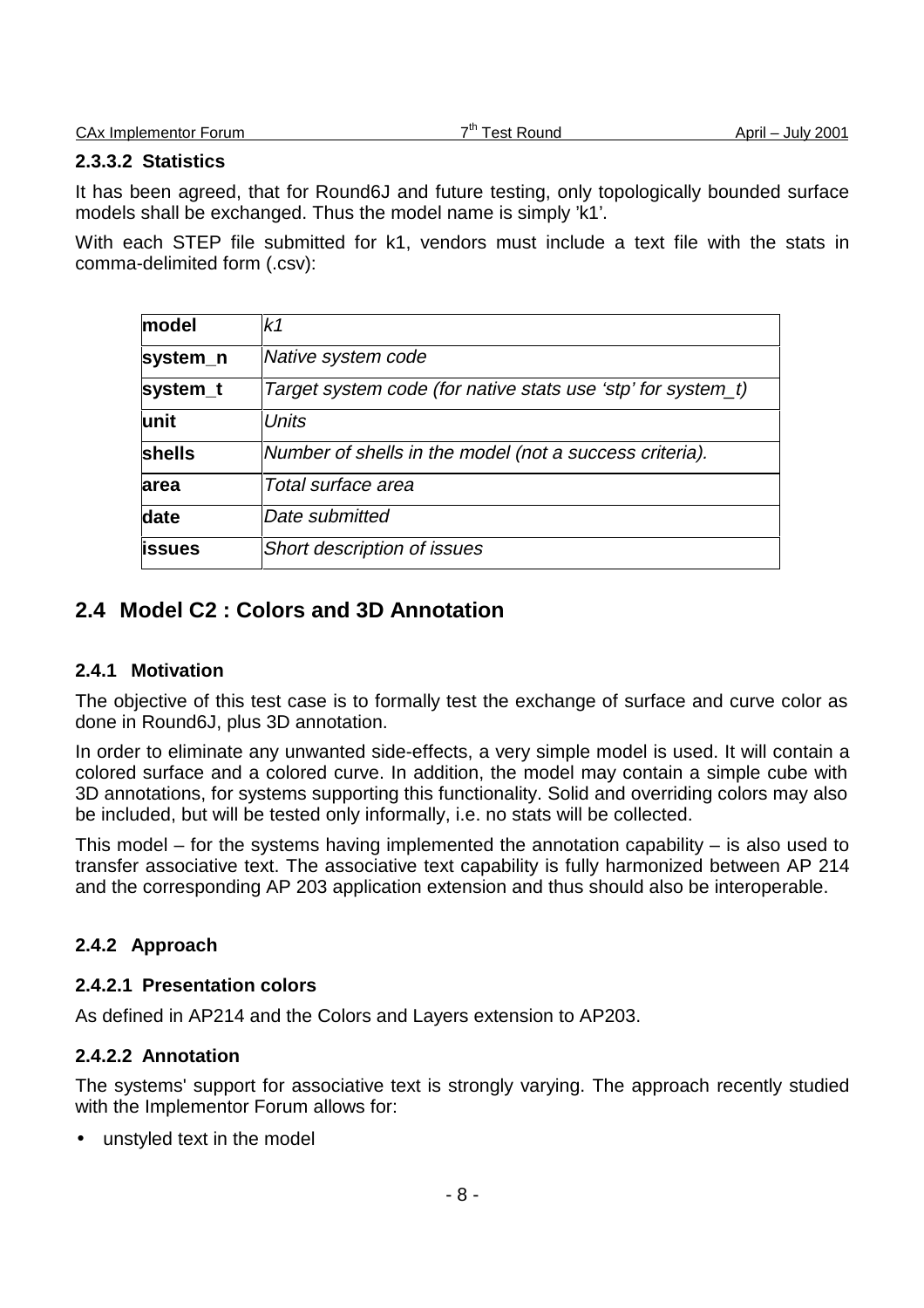#### 2.3.3.2 Statistics

It has been agreed, that for Round6J and future testing, only topologically bounded surface models shall be exchanged. Thus the model name is simply 'k1'.

With each STEP file submitted for k1, vendors must include a text file with the stats in comma-delimited form (.csv):

| | |
|---|---|
| **model** | *k1* |
| **system_n** | *Native system code* |
| **system_t** | *Target system code (for native stats use 'stp' for system_t)* |
| **unit** | *Units* |
| **shells** | *Number of shells in the model (not a success criteria).* |
| **area** | *Total surface area* |
| **date** | *Date submitted* |
| **issues** | *Short description of issues* |

## 2.4 Model C2 : Colors and 3D Annotation

### 2.4.1 Motivation

The objective of this test case is to formally test the exchange of surface and curve color as done in Round6J, plus 3D annotation.

In order to eliminate any unwanted side-effects, a very simple model is used. It will contain a colored surface and a colored curve. In addition, the model may contain a simple cube with 3D annotations, for systems supporting this functionality. Solid and overriding colors may also be included, but will be tested only informally, i.e. no stats will be collected.

This model – for the systems having implemented the annotation capability – is also used to transfer associative text. The associative text capability is fully harmonized between AP 214 and the corresponding AP 203 application extension and thus should also be interoperable.

### 2.4.2 Approach

#### 2.4.2.1 Presentation colors

As defined in AP214 and the Colors and Layers extension to AP203.

#### 2.4.2.2 Annotation

The systems' support for associative text is strongly varying. The approach recently studied with the Implementor Forum allows for:

- unstyled text in the model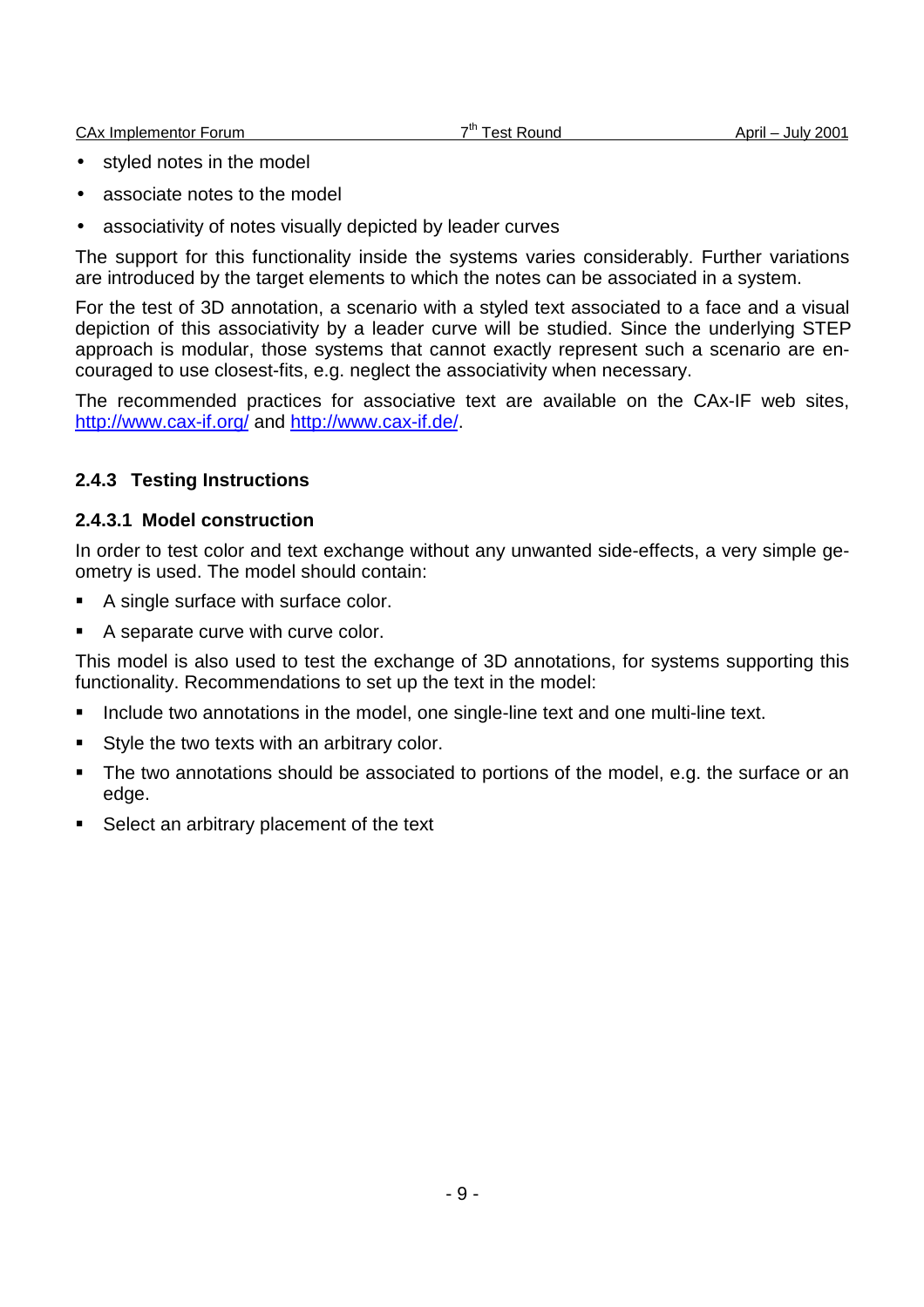- styled notes in the model
- associate notes to the model
- associativity of notes visually depicted by leader curves

The support for this functionality inside the systems varies considerably. Further variations are introduced by the target elements to which the notes can be associated in a system.

For the test of 3D annotation, a scenario with a styled text associated to a face and a visual depiction of this associativity by a leader curve will be studied. Since the underlying STEP approach is modular, those systems that cannot exactly represent such a scenario are encouraged to use closest-fits, e.g. neglect the associativity when necessary.

The recommended practices for associative text are available on the CAx-IF web sites, http://www.cax-if.org/ and http://www.cax-if.de/.

### 2.4.3 Testing Instructions

#### 2.4.3.1 Model construction

In order to test color and text exchange without any unwanted side-effects, a very simple geometry is used. The model should contain:

- A single surface with surface color.
- A separate curve with curve color.

This model is also used to test the exchange of 3D annotations, for systems supporting this functionality. Recommendations to set up the text in the model:

- Include two annotations in the model, one single-line text and one multi-line text.
- Style the two texts with an arbitrary color.
- The two annotations should be associated to portions of the model, e.g. the surface or an edge.
- Select an arbitrary placement of the text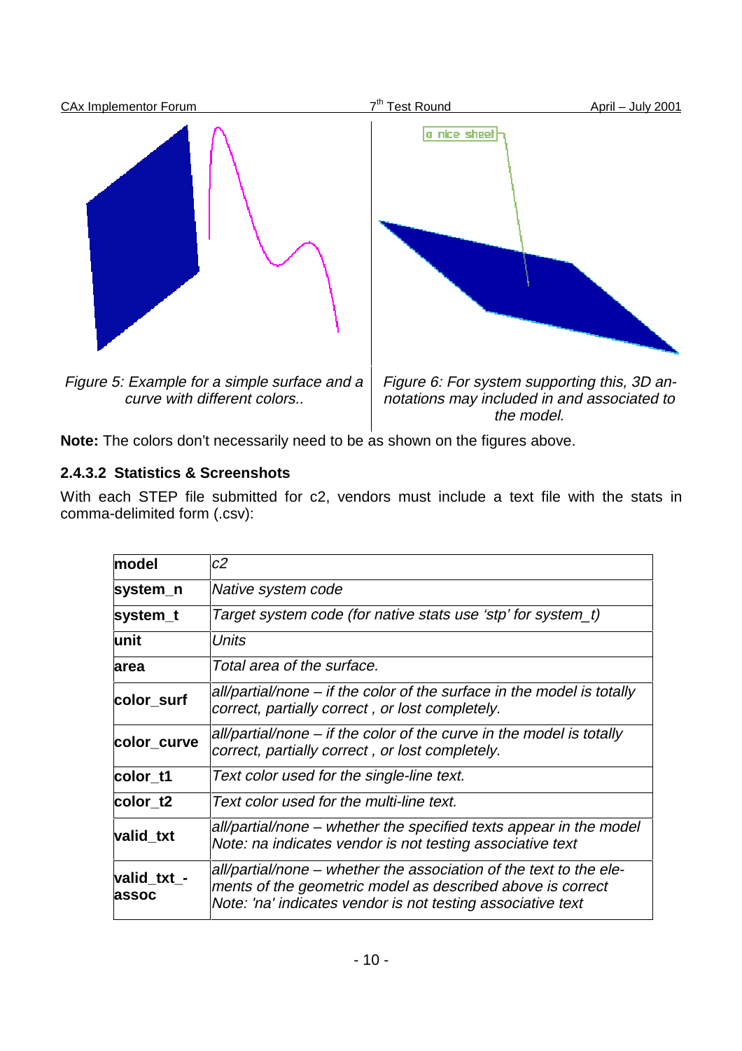*Figure 5: Example for a simple surface and a curve with different colors..*

*Figure 6: For system supporting this, 3D annotations may included in and associated to the model.*

**Note:** The colors don't necessarily need to be as shown on the figures above.

### 2.4.3.2 Statistics & Screenshots

With each STEP file submitted for c2, vendors must include a text file with the stats in comma-delimited form (.csv):

| | |
|---|---|
| **model** | *c2* |
| **system_n** | *Native system code* |
| **system_t** | *Target system code (for native stats use 'stp' for system_t)* |
| **unit** | *Units* |
| **area** | *Total area of the surface.* |
| **color_surf** | *all/partial/none – if the color of the surface in the model is totally correct, partially correct , or lost completely.* |
| **color_curve** | *all/partial/none – if the color of the curve in the model is totally correct, partially correct , or lost completely.* |
| **color_t1** | *Text color used for the single-line text.* |
| **color_t2** | *Text color used for the multi-line text.* |
| **valid_txt** | *all/partial/none – whether the specified texts appear in the model Note: na indicates vendor is not testing associative text* |
| **valid_txt_-assoc** | *all/partial/none – whether the association of the text to the elements of the geometric model as described above is correct Note: 'na' indicates vendor is not testing associative text* |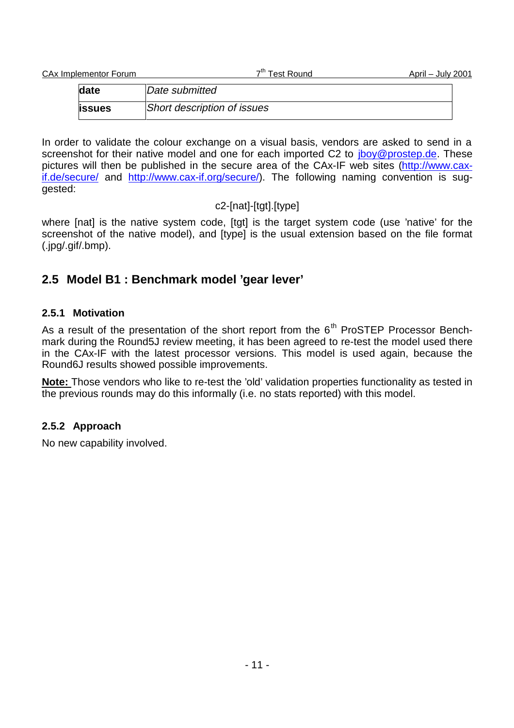| date | *Date submitted* |
| --- | --- |
| issues | *Short description of issues* |

In order to validate the colour exchange on a visual basis, vendors are asked to send in a screenshot for their native model and one for each imported C2 to jboy@prostep.de. These pictures will then be published in the secure area of the CAx-IF web sites (http://www.cax-if.de/secure/ and http://www.cax-if.org/secure/). The following naming convention is suggested:

c2-[nat]-[tgt].[type]

where [nat] is the native system code, [tgt] is the target system code (use 'native' for the screenshot of the native model), and [type] is the usual extension based on the file format (.jpg/.gif/.bmp).

## 2.5 Model B1 : Benchmark model 'gear lever'

### 2.5.1 Motivation

As a result of the presentation of the short report from the 6th ProSTEP Processor Benchmark during the Round5J review meeting, it has been agreed to re-test the model used there in the CAx-IF with the latest processor versions. This model is used again, because the Round6J results showed possible improvements.

**Note:** Those vendors who like to re-test the 'old' validation properties functionality as tested in the previous rounds may do this informally (i.e. no stats reported) with this model.

### 2.5.2 Approach

No new capability involved.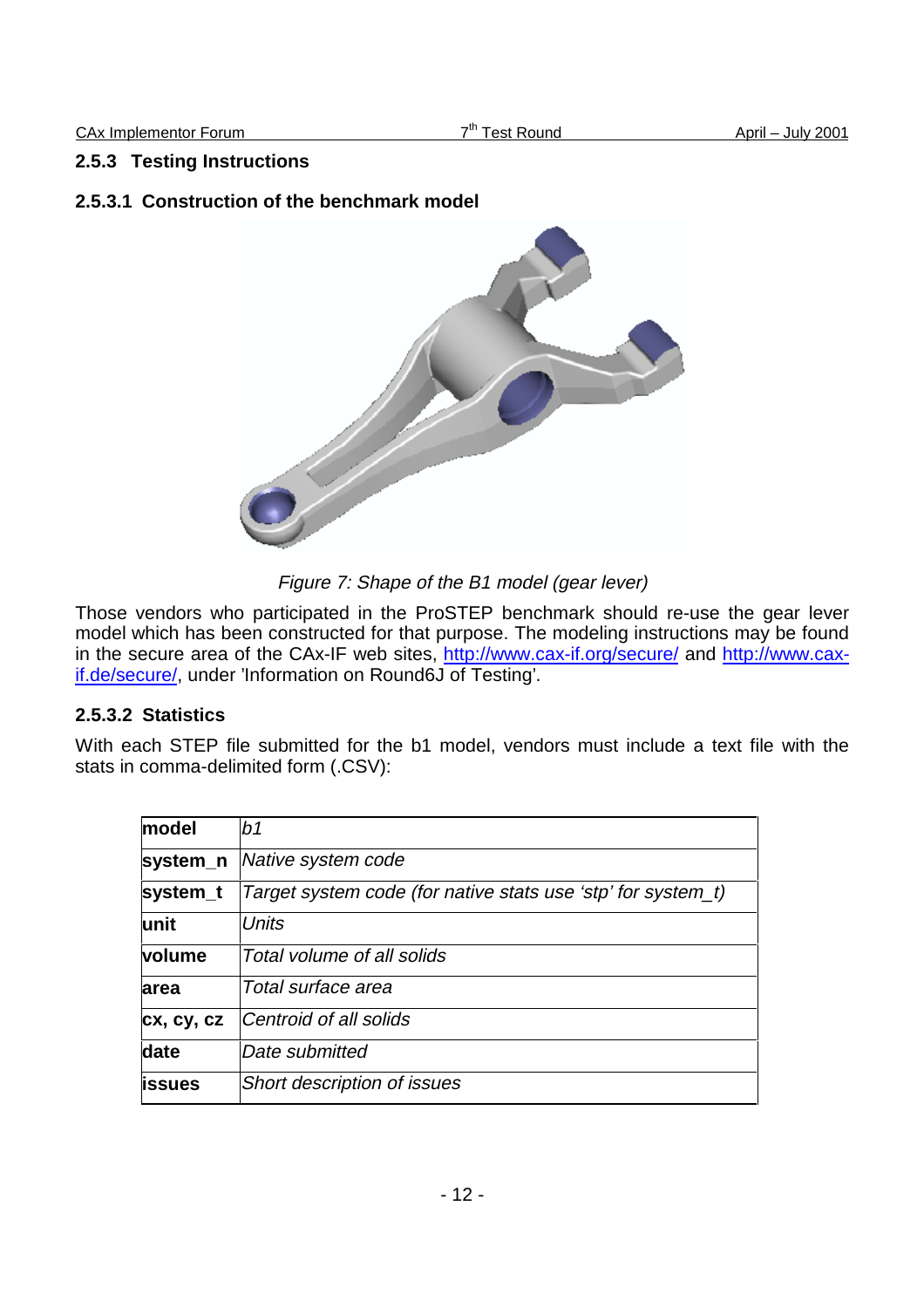### 2.5.3 Testing Instructions

#### 2.5.3.1 Construction of the benchmark model

*Figure 7: Shape of the B1 model (gear lever)*

Those vendors who participated in the ProSTEP benchmark should re-use the gear lever model which has been constructed for that purpose. The modeling instructions may be found in the secure area of the CAx-IF web sites, http://www.cax-if.org/secure/ and http://www.cax-if.de/secure/, under 'Information on Round6J of Testing'.

#### 2.5.3.2 Statistics

With each STEP file submitted for the b1 model, vendors must include a text file with the stats in comma-delimited form (.CSV):

| | |
|---|---|
| **model** | *b1* |
| **system_n** | *Native system code* |
| **system_t** | *Target system code (for native stats use 'stp' for system_t)* |
| **unit** | *Units* |
| **volume** | *Total volume of all solids* |
| **area** | *Total surface area* |
| **cx, cy, cz** | *Centroid of all solids* |
| **date** | *Date submitted* |
| **issues** | *Short description of issues* |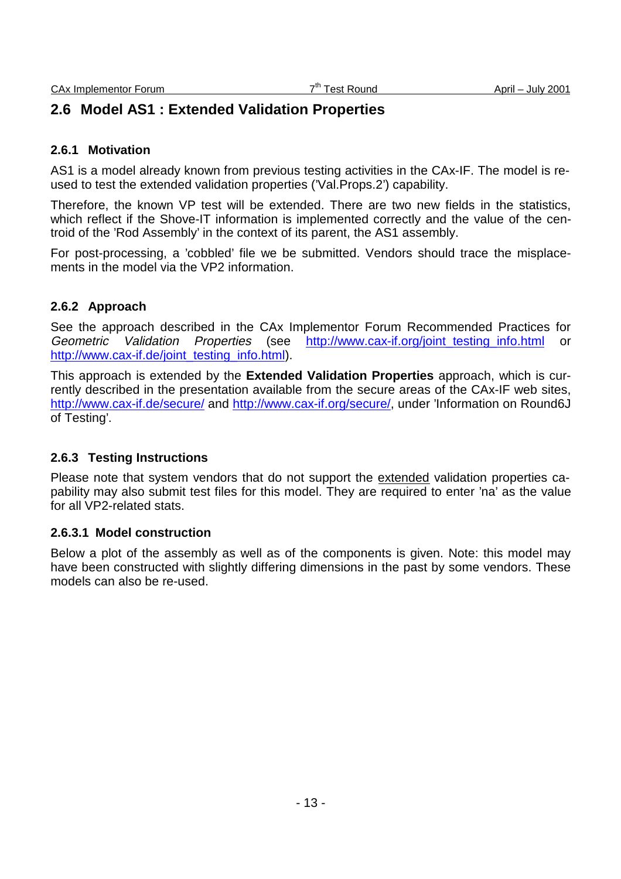## 2.6 Model AS1 : Extended Validation Properties

### 2.6.1 Motivation

AS1 is a model already known from previous testing activities in the CAx-IF. The model is re-used to test the extended validation properties ('Val.Props.2') capability.

Therefore, the known VP test will be extended. There are two new fields in the statistics, which reflect if the Shove-IT information is implemented correctly and the value of the centroid of the 'Rod Assembly' in the context of its parent, the AS1 assembly.

For post-processing, a 'cobbled' file we be submitted. Vendors should trace the misplacements in the model via the VP2 information.

### 2.6.2 Approach

See the approach described in the CAx Implementor Forum Recommended Practices for *Geometric Validation Properties* (see http://www.cax-if.org/joint_testing_info.html or http://www.cax-if.de/joint_testing_info.html).

This approach is extended by the **Extended Validation Properties** approach, which is currently described in the presentation available from the secure areas of the CAx-IF web sites, http://www.cax-if.de/secure/ and http://www.cax-if.org/secure/, under 'Information on Round6J of Testing'.

### 2.6.3 Testing Instructions

Please note that system vendors that do not support the extended validation properties capability may also submit test files for this model. They are required to enter 'na' as the value for all VP2-related stats.

#### 2.6.3.1 Model construction

Below a plot of the assembly as well as of the components is given. Note: this model may have been constructed with slightly differing dimensions in the past by some vendors. These models can also be re-used.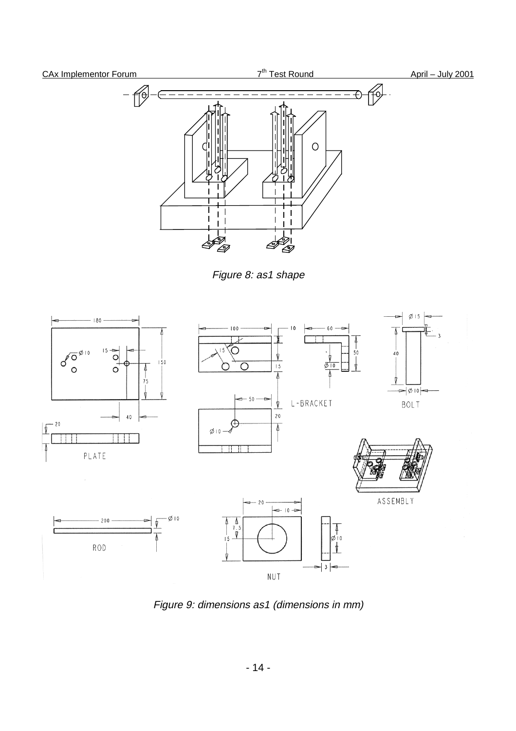*Figure 8: as1 shape*

*Figure 9: dimensions as1 (dimensions in mm)*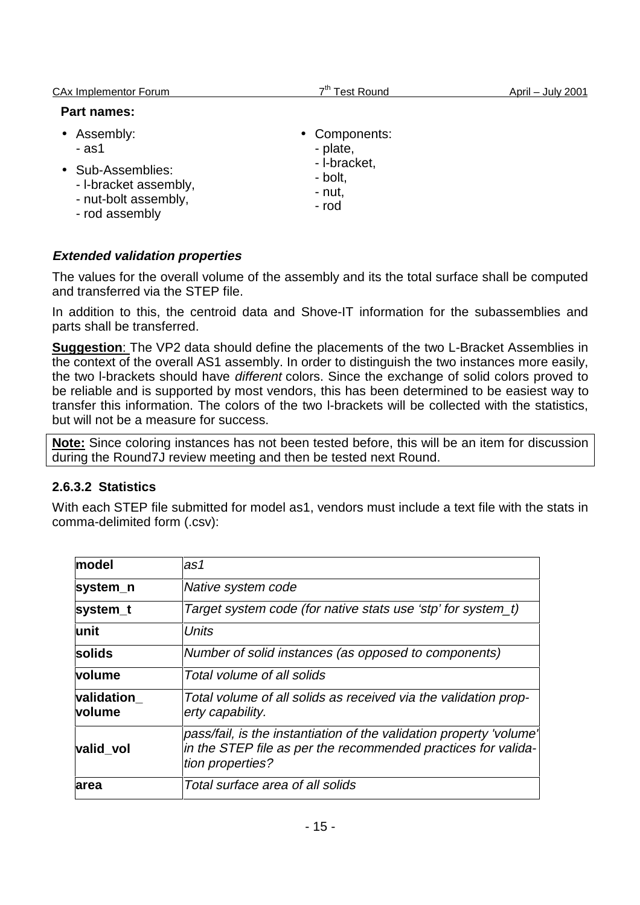**Part names:**

- Assembly:
  - as1
- Sub-Assemblies:
  - l-bracket assembly,
  - nut-bolt assembly,
  - rod assembly
- Components:
  - plate,
  - l-bracket,
  - bolt,
  - nut,
  - rod

***Extended validation properties***

The values for the overall volume of the assembly and its the total surface shall be computed and transferred via the STEP file.

In addition to this, the centroid data and Shove-IT information for the subassemblies and parts shall be transferred.

**Suggestion**: The VP2 data should define the placements of the two L-Bracket Assemblies in the context of the overall AS1 assembly. In order to distinguish the two instances more easily, the two l-brackets should have *different* colors. Since the exchange of solid colors proved to be reliable and is supported by most vendors, this has been determined to be easiest way to transfer this information. The colors of the two l-brackets will be collected with the statistics, but will not be a measure for success.

**Note:** Since coloring instances has not been tested before, this will be an item for discussion during the Round7J review meeting and then be tested next Round.

### 2.6.3.2 Statistics

With each STEP file submitted for model as1, vendors must include a text file with the stats in comma-delimited form (.csv):

| | |
|---|---|
| **model** | *as1* |
| **system_n** | *Native system code* |
| **system_t** | *Target system code (for native stats use 'stp' for system_t)* |
| **unit** | *Units* |
| **solids** | *Number of solid instances (as opposed to components)* |
| **volume** | *Total volume of all solids* |
| **validation_volume** | *Total volume of all solids as received via the validation property capability.* |
| **valid_vol** | *pass/fail, is the instantiation of the validation property 'volume' in the STEP file as per the recommended practices for validation properties?* |
| **area** | *Total surface area of all solids* |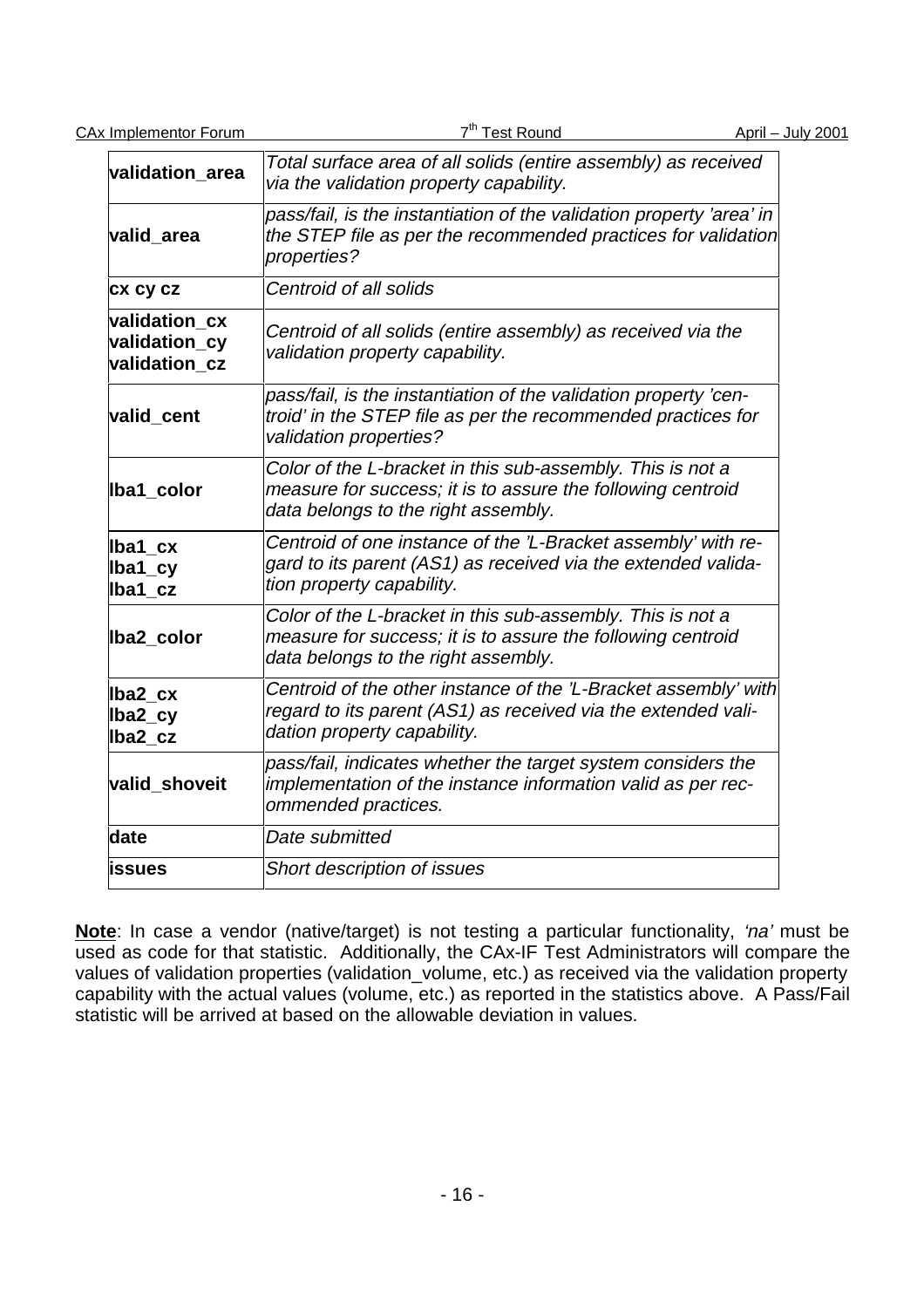| | |
|---|---|
| **validation_area** | *Total surface area of all solids (entire assembly) as received via the validation property capability.* |
| **valid_area** | *pass/fail, is the instantiation of the validation property 'area' in the STEP file as per the recommended practices for validation properties?* |
| **cx cy cz** | *Centroid of all solids* |
| **validation_cx validation_cy validation_cz** | *Centroid of all solids (entire assembly) as received via the validation property capability.* |
| **valid_cent** | *pass/fail, is the instantiation of the validation property 'centroid' in the STEP file as per the recommended practices for validation properties?* |
| **lba1_color** | *Color of the L-bracket in this sub-assembly. This is not a measure for success; it is to assure the following centroid data belongs to the right assembly.* |
| **lba1_cx lba1_cy lba1_cz** | *Centroid of one instance of the 'L-Bracket assembly' with regard to its parent (AS1) as received via the extended validation property capability.* |
| **lba2_color** | *Color of the L-bracket in this sub-assembly. This is not a measure for success; it is to assure the following centroid data belongs to the right assembly.* |
| **lba2_cx lba2_cy lba2_cz** | *Centroid of the other instance of the 'L-Bracket assembly' with regard to its parent (AS1) as received via the extended validation property capability.* |
| **valid_shoveit** | *pass/fail, indicates whether the target system considers the implementation of the instance information valid as per recommended practices.* |
| **date** | *Date submitted* |
| **issues** | *Short description of issues* |

**Note**: In case a vendor (native/target) is not testing a particular functionality, *'na'* must be used as code for that statistic. Additionally, the CAx-IF Test Administrators will compare the values of validation properties (validation_volume, etc.) as received via the validation property capability with the actual values (volume, etc.) as reported in the statistics above. A Pass/Fail statistic will be arrived at based on the allowable deviation in values.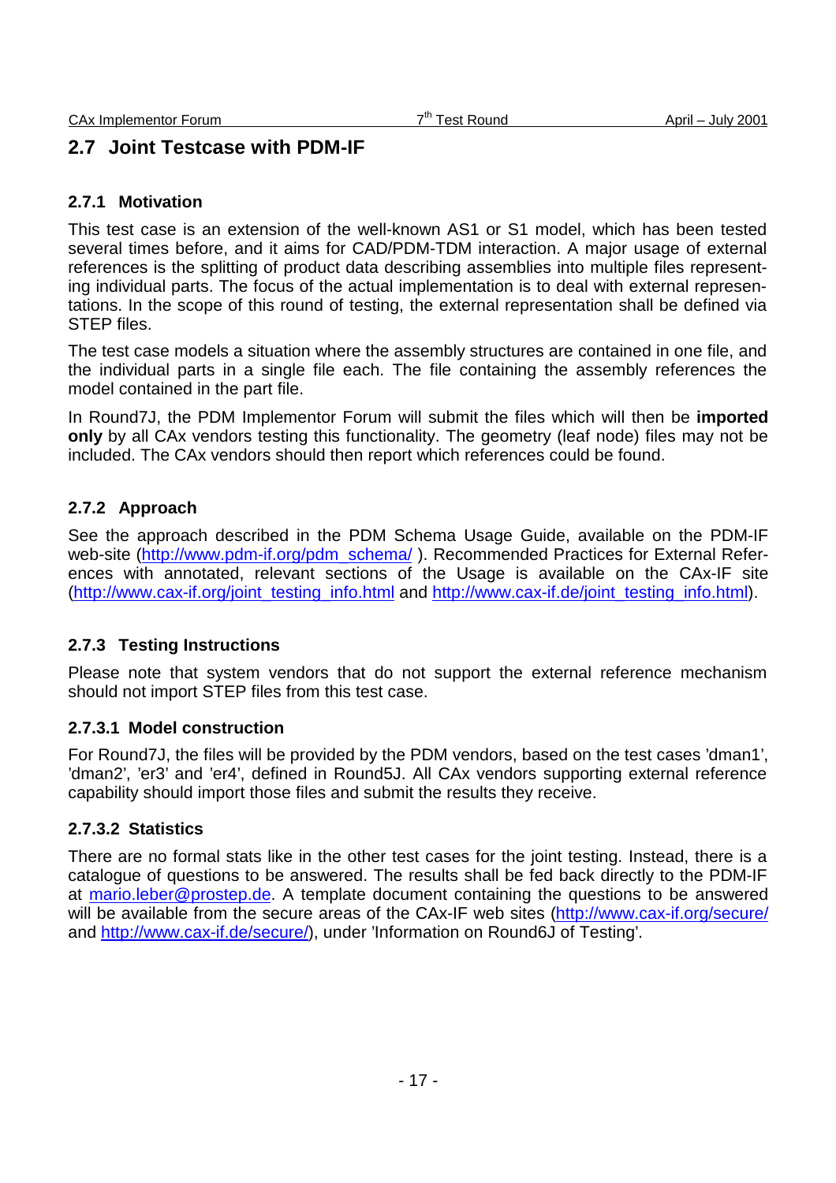## 2.7 Joint Testcase with PDM-IF

### 2.7.1 Motivation

This test case is an extension of the well-known AS1 or S1 model, which has been tested several times before, and it aims for CAD/PDM-TDM interaction. A major usage of external references is the splitting of product data describing assemblies into multiple files representing individual parts. The focus of the actual implementation is to deal with external representations. In the scope of this round of testing, the external representation shall be defined via STEP files.

The test case models a situation where the assembly structures are contained in one file, and the individual parts in a single file each. The file containing the assembly references the model contained in the part file.

In Round7J, the PDM Implementor Forum will submit the files which will then be **imported only** by all CAx vendors testing this functionality. The geometry (leaf node) files may not be included. The CAx vendors should then report which references could be found.

### 2.7.2 Approach

See the approach described in the PDM Schema Usage Guide, available on the PDM-IF web-site (http://www.pdm-if.org/pdm_schema/ ). Recommended Practices for External References with annotated, relevant sections of the Usage is available on the CAx-IF site (http://www.cax-if.org/joint_testing_info.html and http://www.cax-if.de/joint_testing_info.html).

### 2.7.3 Testing Instructions

Please note that system vendors that do not support the external reference mechanism should not import STEP files from this test case.

#### 2.7.3.1 Model construction

For Round7J, the files will be provided by the PDM vendors, based on the test cases 'dman1', 'dman2', 'er3' and 'er4', defined in Round5J. All CAx vendors supporting external reference capability should import those files and submit the results they receive.

#### 2.7.3.2 Statistics

There are no formal stats like in the other test cases for the joint testing. Instead, there is a catalogue of questions to be answered. The results shall be fed back directly to the PDM-IF at mario.leber@prostep.de. A template document containing the questions to be answered will be available from the secure areas of the CAx-IF web sites (http://www.cax-if.org/secure/ and http://www.cax-if.de/secure/), under 'Information on Round6J of Testing'.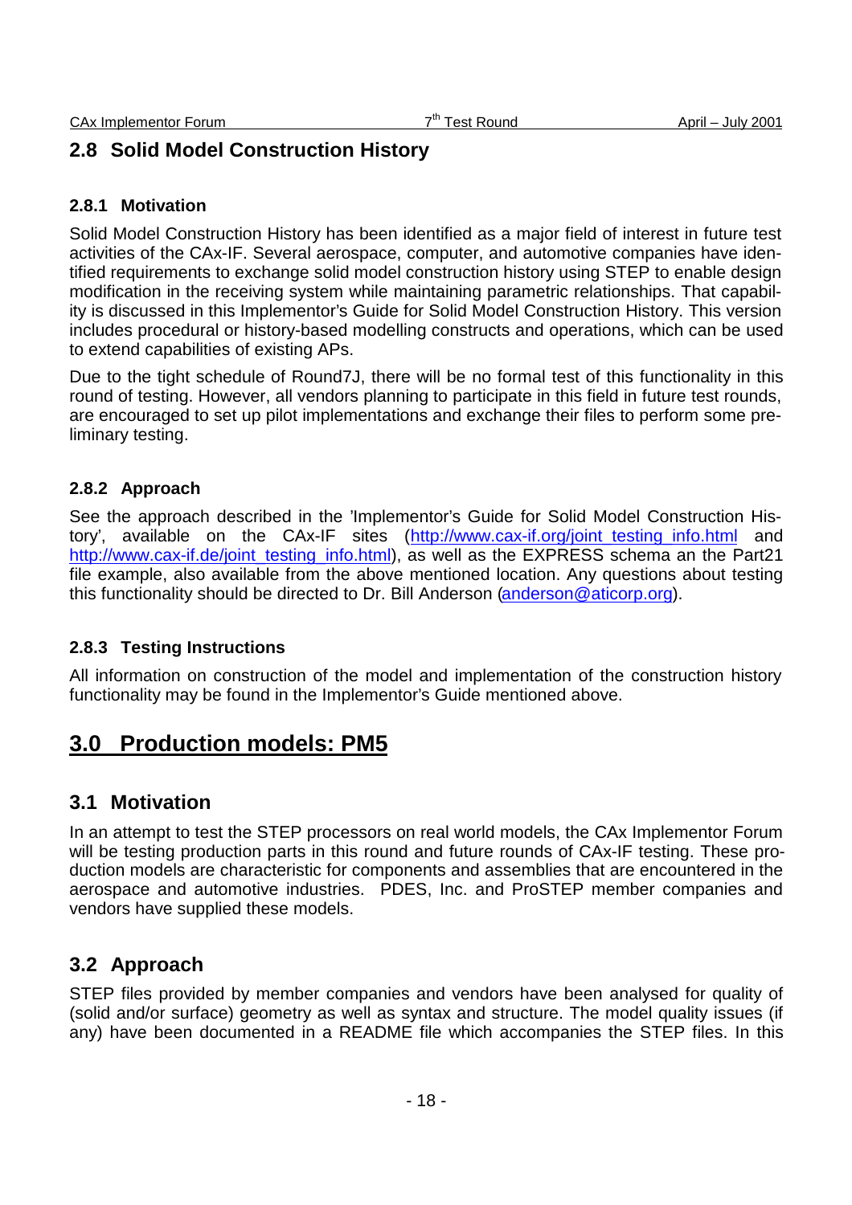## 2.8 Solid Model Construction History

### 2.8.1 Motivation

Solid Model Construction History has been identified as a major field of interest in future test activities of the CAx-IF. Several aerospace, computer, and automotive companies have identified requirements to exchange solid model construction history using STEP to enable design modification in the receiving system while maintaining parametric relationships. That capability is discussed in this Implementor's Guide for Solid Model Construction History. This version includes procedural or history-based modelling constructs and operations, which can be used to extend capabilities of existing APs.

Due to the tight schedule of Round7J, there will be no formal test of this functionality in this round of testing. However, all vendors planning to participate in this field in future test rounds, are encouraged to set up pilot implementations and exchange their files to perform some preliminary testing.

### 2.8.2 Approach

See the approach described in the 'Implementor's Guide for Solid Model Construction History', available on the CAx-IF sites (http://www.cax-if.org/joint_testing_info.html and http://www.cax-if.de/joint_testing_info.html), as well as the EXPRESS schema an the Part21 file example, also available from the above mentioned location. Any questions about testing this functionality should be directed to Dr. Bill Anderson (anderson@aticorp.org).

### 2.8.3 Testing Instructions

All information on construction of the model and implementation of the construction history functionality may be found in the Implementor's Guide mentioned above.

# 3.0 Production models: PM5

## 3.1 Motivation

In an attempt to test the STEP processors on real world models, the CAx Implementor Forum will be testing production parts in this round and future rounds of CAx-IF testing. These production models are characteristic for components and assemblies that are encountered in the aerospace and automotive industries. PDES, Inc. and ProSTEP member companies and vendors have supplied these models.

## 3.2 Approach

STEP files provided by member companies and vendors have been analysed for quality of (solid and/or surface) geometry as well as syntax and structure. The model quality issues (if any) have been documented in a README file which accompanies the STEP files. In this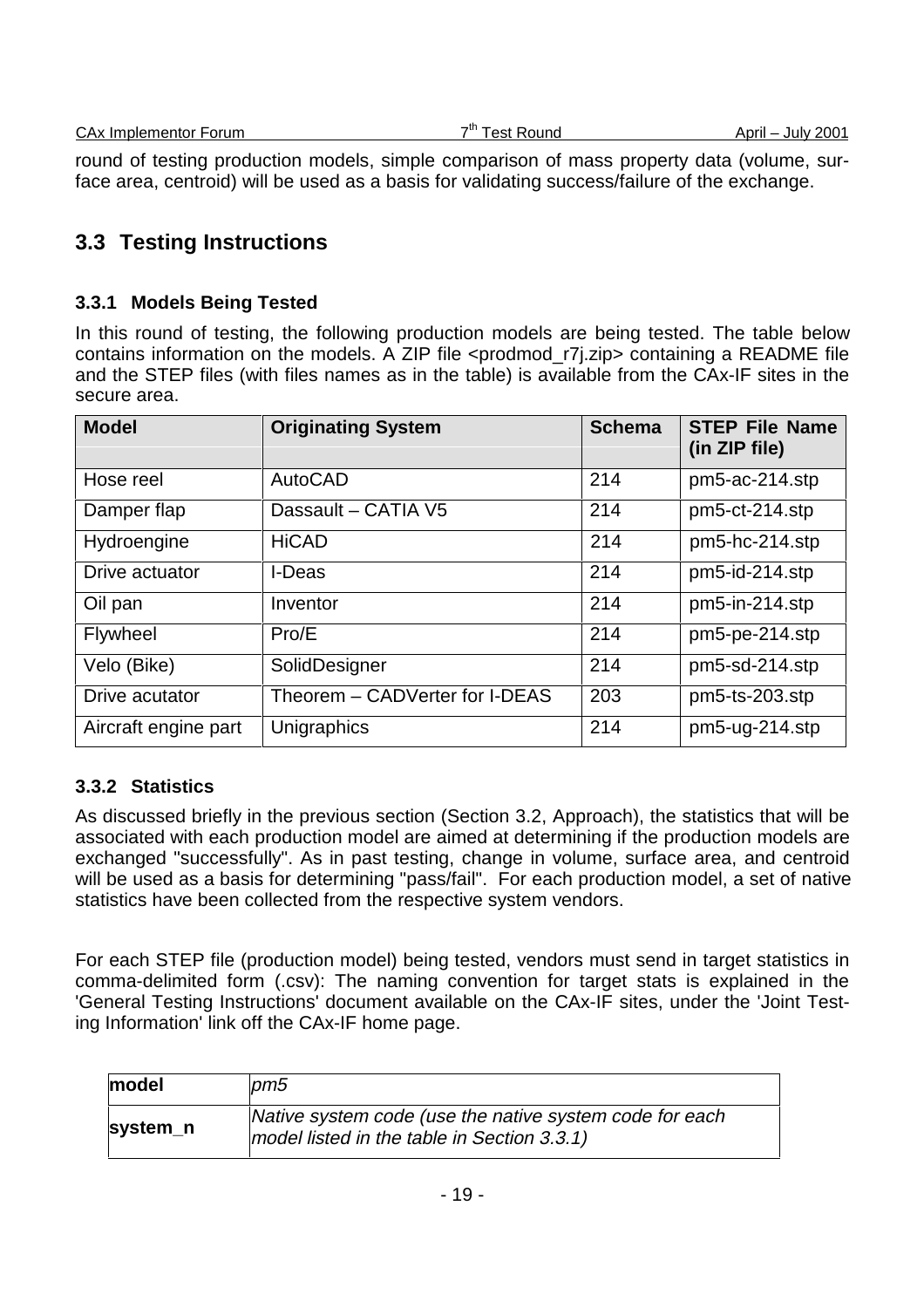round of testing production models, simple comparison of mass property data (volume, surface area, centroid) will be used as a basis for validating success/failure of the exchange.

## 3.3 Testing Instructions

### 3.3.1 Models Being Tested

In this round of testing, the following production models are being tested. The table below contains information on the models. A ZIP file <prodmod_r7j.zip> containing a README file and the STEP files (with files names as in the table) is available from the CAx-IF sites in the secure area.

| Model | Originating System | Schema | STEP File Name (in ZIP file) |
|---|---|---|---|
| Hose reel | AutoCAD | 214 | pm5-ac-214.stp |
| Damper flap | Dassault – CATIA V5 | 214 | pm5-ct-214.stp |
| Hydroengine | HiCAD | 214 | pm5-hc-214.stp |
| Drive actuator | I-Deas | 214 | pm5-id-214.stp |
| Oil pan | Inventor | 214 | pm5-in-214.stp |
| Flywheel | Pro/E | 214 | pm5-pe-214.stp |
| Velo (Bike) | SolidDesigner | 214 | pm5-sd-214.stp |
| Drive acutator | Theorem – CADVerter for I-DEAS | 203 | pm5-ts-203.stp |
| Aircraft engine part | Unigraphics | 214 | pm5-ug-214.stp |

### 3.3.2 Statistics

As discussed briefly in the previous section (Section 3.2, Approach), the statistics that will be associated with each production model are aimed at determining if the production models are exchanged "successfully". As in past testing, change in volume, surface area, and centroid will be used as a basis for determining "pass/fail". For each production model, a set of native statistics have been collected from the respective system vendors.

For each STEP file (production model) being tested, vendors must send in target statistics in comma-delimited form (.csv): The naming convention for target stats is explained in the 'General Testing Instructions' document available on the CAx-IF sites, under the 'Joint Testing Information' link off the CAx-IF home page.

| **model** | *pm5* |
|---|---|
| **system_n** | *Native system code (use the native system code for each model listed in the table in Section 3.3.1)* |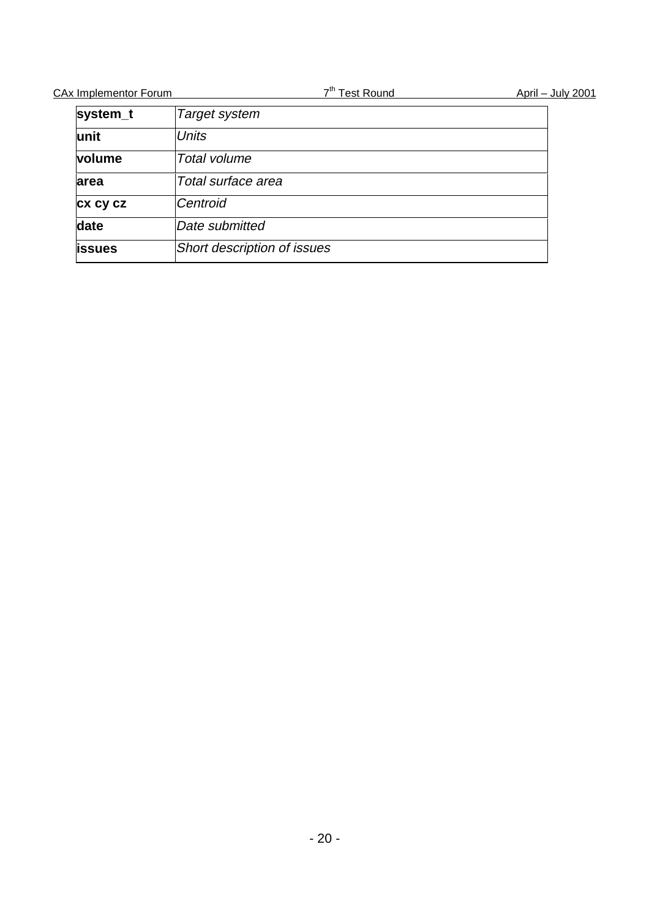| | |
|---|---|
| **system_t** | *Target system* |
| **unit** | *Units* |
| **volume** | *Total volume* |
| **area** | *Total surface area* |
| **cx cy cz** | *Centroid* |
| **date** | *Date submitted* |
| **issues** | *Short description of issues* |